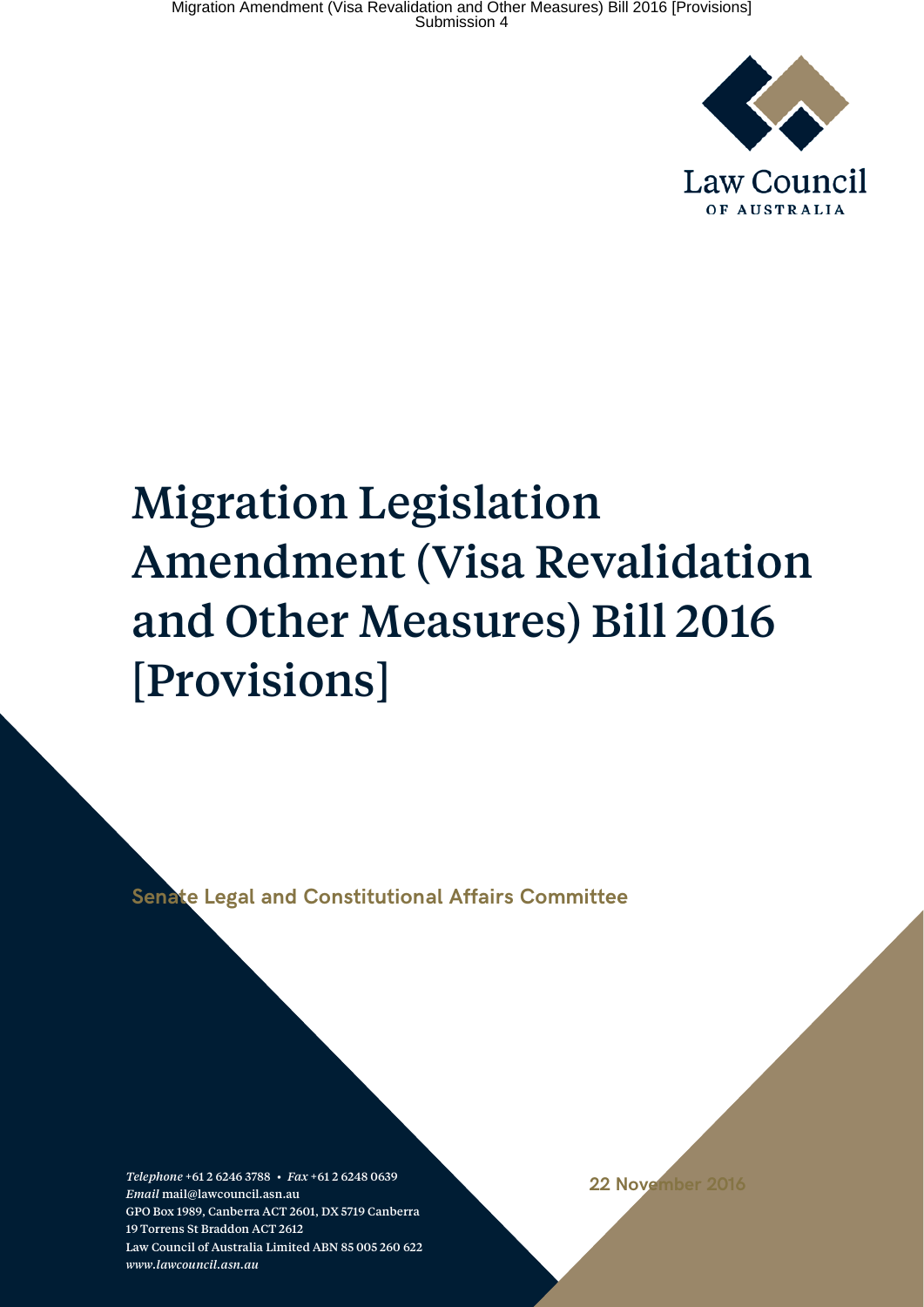Law Council

OF AUSTRALIA

# Migration Legislation Amendment (Visa Revalidation and Other Measures) Bill 2016 [Provisions]

Senate Legal and Constitutional Affairs Committee

22 November 2016

*Telephone* +61 2 6246 3788 • *Fax* +61 2 6248 0639
*Email* mail@lawcouncil.asn.au
GPO Box 1989, Canberra ACT 2601, DX 5719 Canberra
19 Torrens St Braddon ACT 2612
Law Council of Australia Limited ABN 85 005 260 622
*www.lawcouncil.asn.au*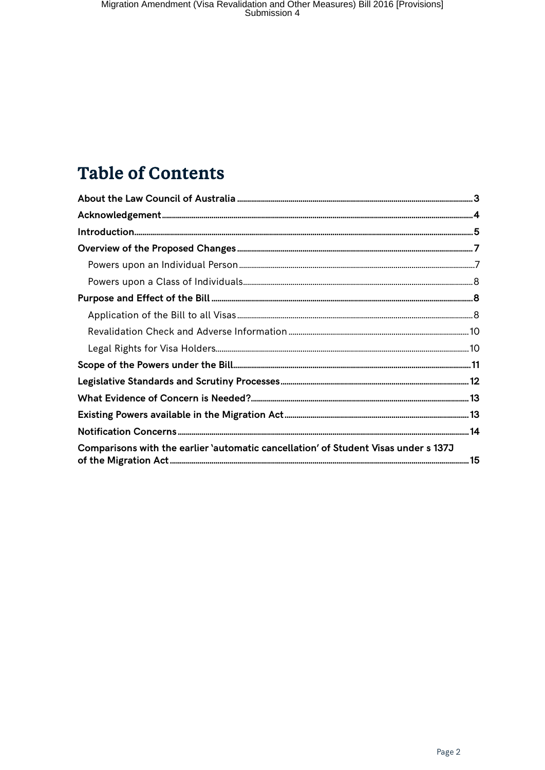# Table of Contents

- **About the Law Council of Australia** ... 3
- **Acknowledgement** ... 4
- **Introduction** ... 5
- **Overview of the Proposed Changes** ... 7
  - Powers upon an Individual Person ... 7
  - Powers upon a Class of Individuals ... 8
- **Purpose and Effect of the Bill** ... 8
  - Application of the Bill to all Visas ... 8
  - Revalidation Check and Adverse Information ... 10
  - Legal Rights for Visa Holders ... 10
- **Scope of the Powers under the Bill** ... 11
- **Legislative Standards and Scrutiny Processes** ... 12
- **What Evidence of Concern is Needed?** ... 13
- **Existing Powers available in the Migration Act** ... 13
- **Notification Concerns** ... 14
- **Comparisons with the earlier 'automatic cancellation' of Student Visas under s 137J of the Migration Act** ... 15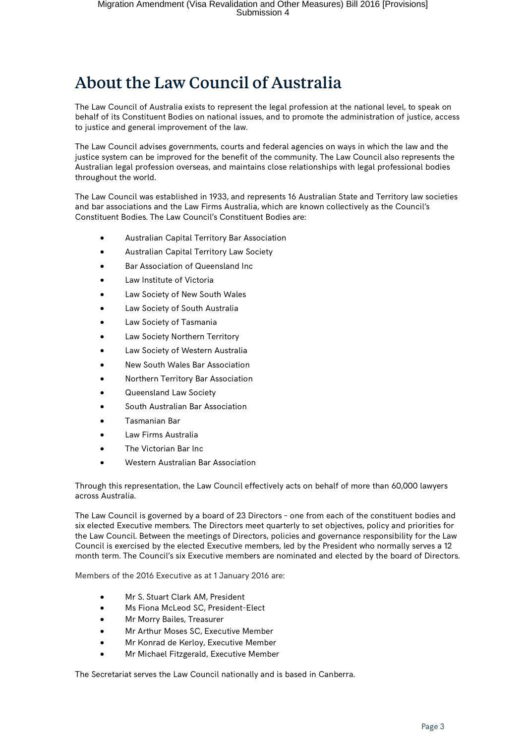# About the Law Council of Australia

The Law Council of Australia exists to represent the legal profession at the national level, to speak on behalf of its Constituent Bodies on national issues, and to promote the administration of justice, access to justice and general improvement of the law.

The Law Council advises governments, courts and federal agencies on ways in which the law and the justice system can be improved for the benefit of the community. The Law Council also represents the Australian legal profession overseas, and maintains close relationships with legal professional bodies throughout the world.

The Law Council was established in 1933, and represents 16 Australian State and Territory law societies and bar associations and the Law Firms Australia, which are known collectively as the Council's Constituent Bodies. The Law Council's Constituent Bodies are:

- Australian Capital Territory Bar Association
- Australian Capital Territory Law Society
- Bar Association of Queensland Inc
- Law Institute of Victoria
- Law Society of New South Wales
- Law Society of South Australia
- Law Society of Tasmania
- Law Society Northern Territory
- Law Society of Western Australia
- New South Wales Bar Association
- Northern Territory Bar Association
- Queensland Law Society
- South Australian Bar Association
- Tasmanian Bar
- Law Firms Australia
- The Victorian Bar Inc
- Western Australian Bar Association

Through this representation, the Law Council effectively acts on behalf of more than 60,000 lawyers across Australia.

The Law Council is governed by a board of 23 Directors – one from each of the constituent bodies and six elected Executive members. The Directors meet quarterly to set objectives, policy and priorities for the Law Council. Between the meetings of Directors, policies and governance responsibility for the Law Council is exercised by the elected Executive members, led by the President who normally serves a 12 month term. The Council's six Executive members are nominated and elected by the board of Directors.

Members of the 2016 Executive as at 1 January 2016 are:

- Mr S. Stuart Clark AM, President
- Ms Fiona McLeod SC, President-Elect
- Mr Morry Bailes, Treasurer
- Mr Arthur Moses SC, Executive Member
- Mr Konrad de Kerloy, Executive Member
- Mr Michael Fitzgerald, Executive Member

The Secretariat serves the Law Council nationally and is based in Canberra.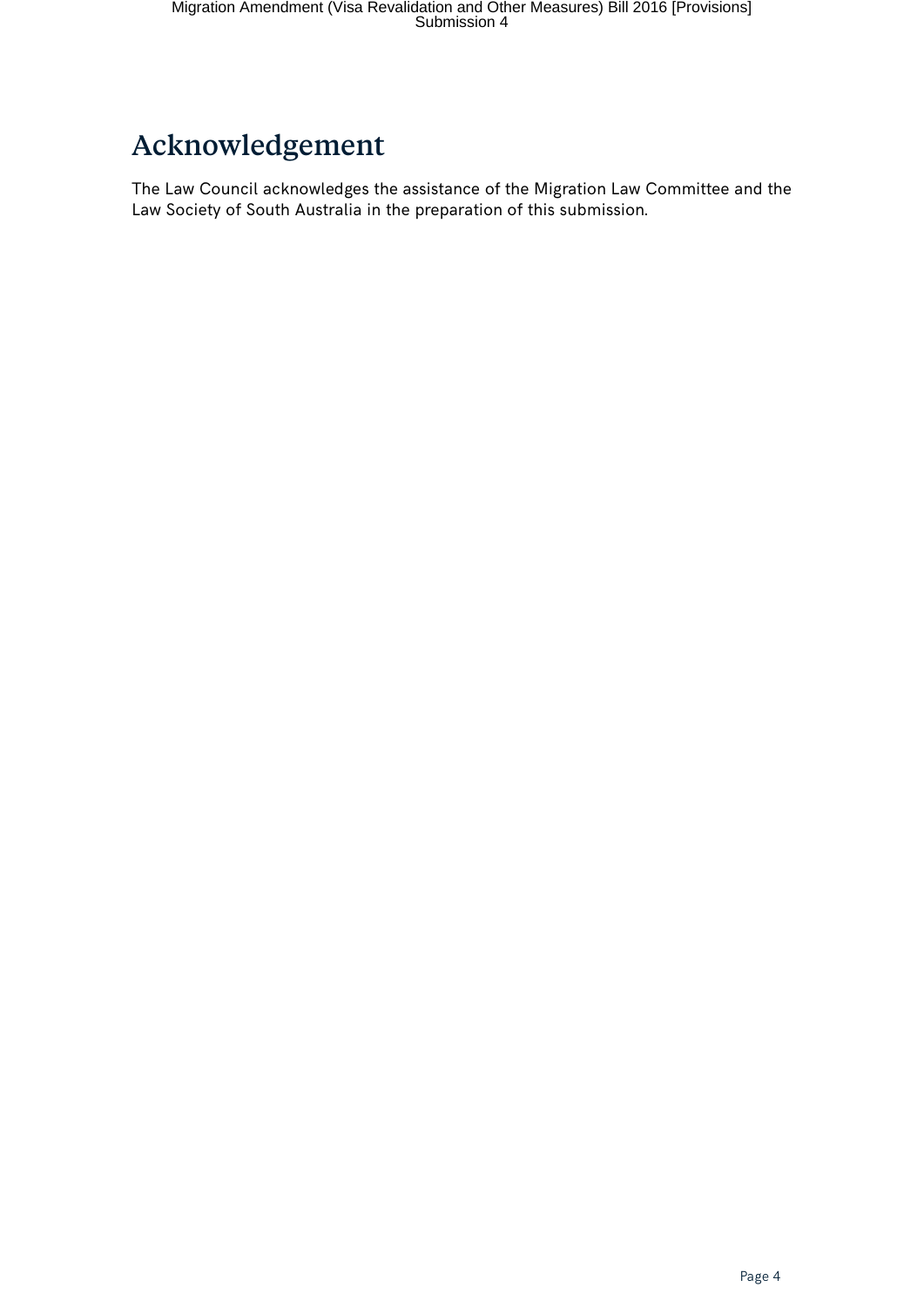# Acknowledgement

The Law Council acknowledges the assistance of the Migration Law Committee and the Law Society of South Australia in the preparation of this submission.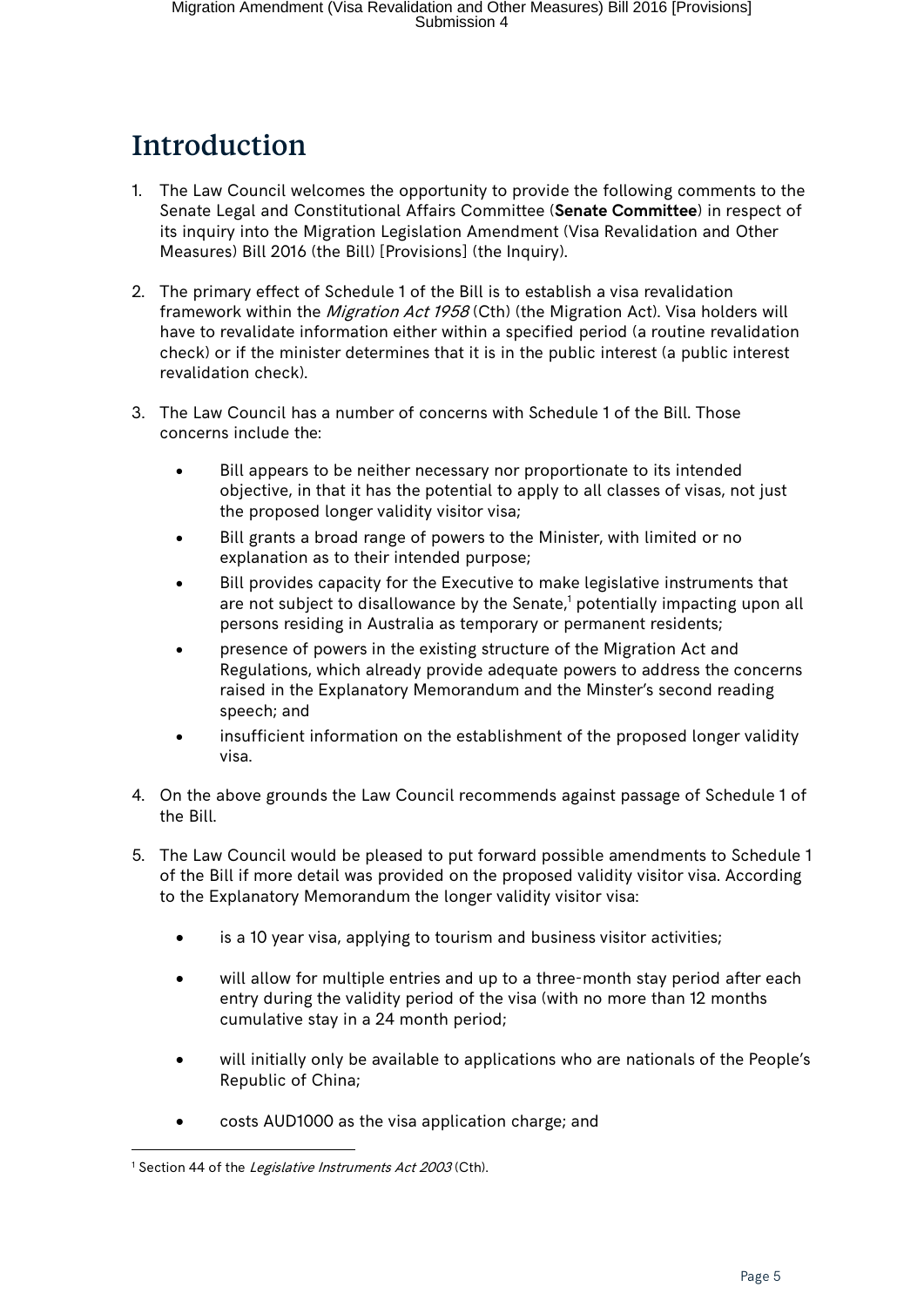# Introduction

1. The Law Council welcomes the opportunity to provide the following comments to the Senate Legal and Constitutional Affairs Committee (**Senate Committee**) in respect of its inquiry into the Migration Legislation Amendment (Visa Revalidation and Other Measures) Bill 2016 (the Bill) [Provisions] (the Inquiry).

2. The primary effect of Schedule 1 of the Bill is to establish a visa revalidation framework within the *Migration Act 1958* (Cth) (the Migration Act). Visa holders will have to revalidate information either within a specified period (a routine revalidation check) or if the minister determines that it is in the public interest (a public interest revalidation check).

3. The Law Council has a number of concerns with Schedule 1 of the Bill. Those concerns include the:

   - Bill appears to be neither necessary nor proportionate to its intended objective, in that it has the potential to apply to all classes of visas, not just the proposed longer validity visitor visa;
   - Bill grants a broad range of powers to the Minister, with limited or no explanation as to their intended purpose;
   - Bill provides capacity for the Executive to make legislative instruments that are not subject to disallowance by the Senate,[1] potentially impacting upon all persons residing in Australia as temporary or permanent residents;
   - presence of powers in the existing structure of the Migration Act and Regulations, which already provide adequate powers to address the concerns raised in the Explanatory Memorandum and the Minster's second reading speech; and
   - insufficient information on the establishment of the proposed longer validity visa.

4. On the above grounds the Law Council recommends against passage of Schedule 1 of the Bill.

5. The Law Council would be pleased to put forward possible amendments to Schedule 1 of the Bill if more detail was provided on the proposed validity visitor visa. According to the Explanatory Memorandum the longer validity visitor visa:

   - is a 10 year visa, applying to tourism and business visitor activities;

   - will allow for multiple entries and up to a three-month stay period after each entry during the validity period of the visa (with no more than 12 months cumulative stay in a 24 month period;

   - will initially only be available to applications who are nationals of the People's Republic of China;

   - costs AUD1000 as the visa application charge; and

---

[1] Section 44 of the *Legislative Instruments Act 2003* (Cth).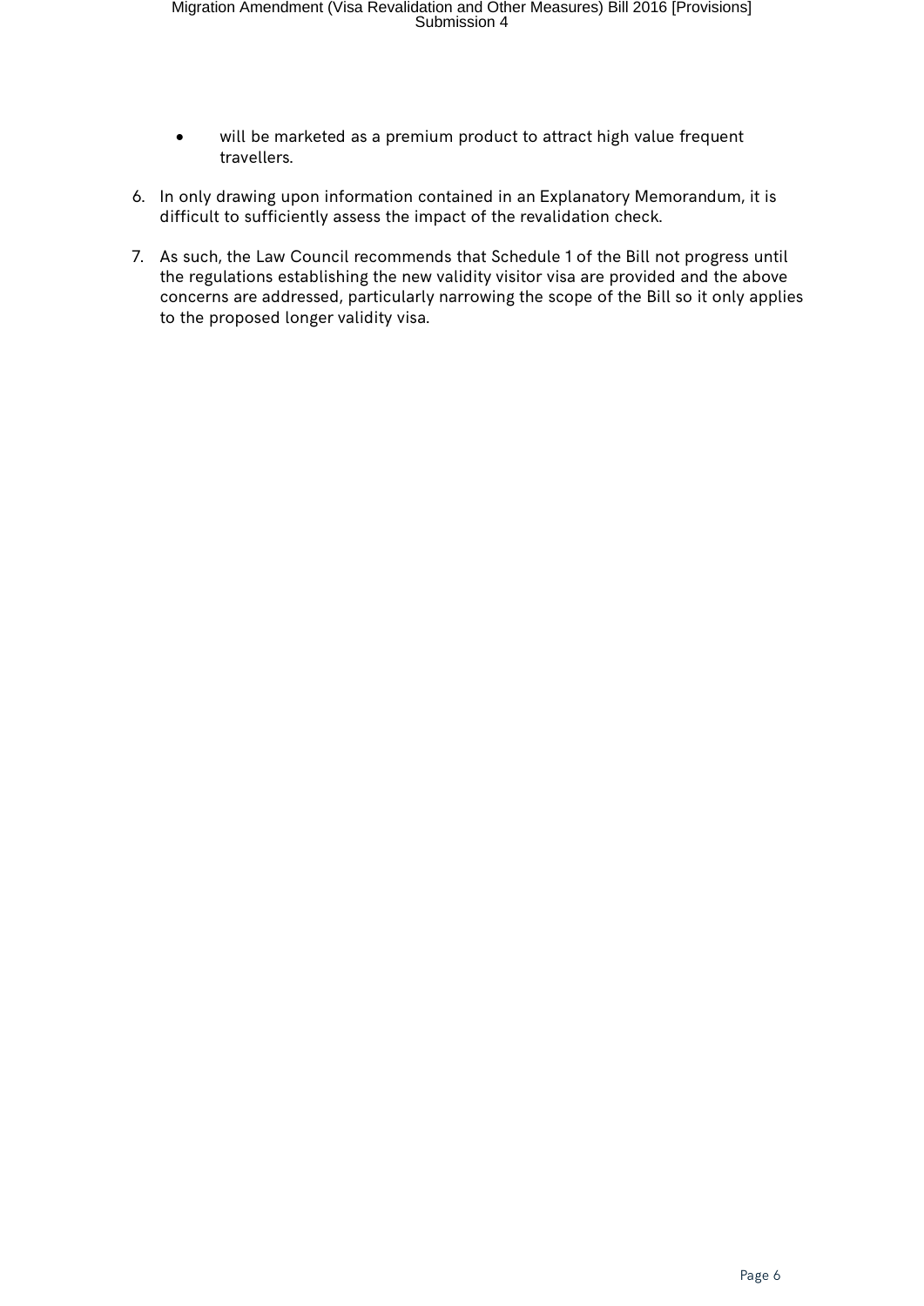- will be marketed as a premium product to attract high value frequent travellers.

6. In only drawing upon information contained in an Explanatory Memorandum, it is difficult to sufficiently assess the impact of the revalidation check.

7. As such, the Law Council recommends that Schedule 1 of the Bill not progress until the regulations establishing the new validity visitor visa are provided and the above concerns are addressed, particularly narrowing the scope of the Bill so it only applies to the proposed longer validity visa.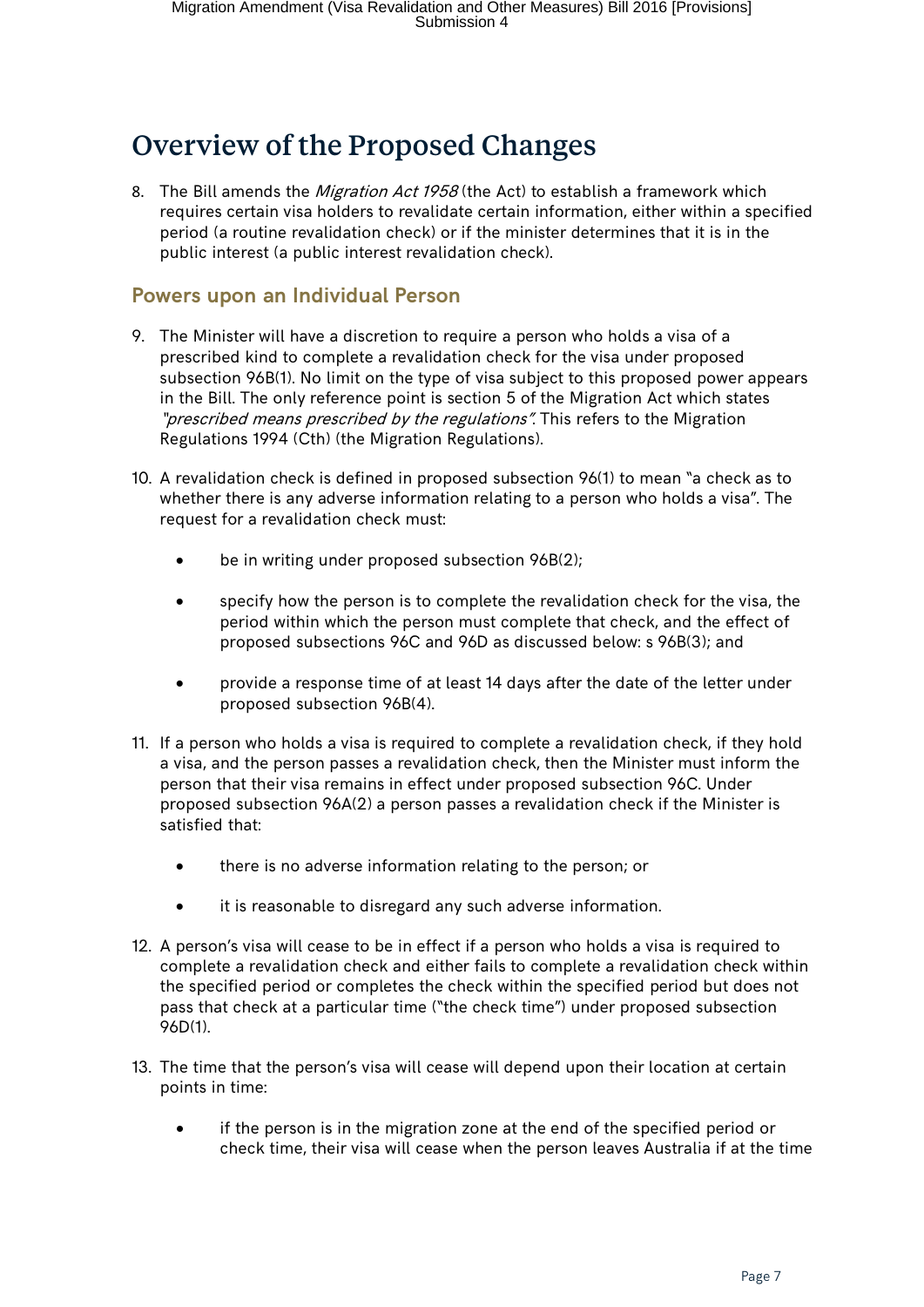# Overview of the Proposed Changes

8. The Bill amends the *Migration Act 1958* (the Act) to establish a framework which requires certain visa holders to revalidate certain information, either within a specified period (a routine revalidation check) or if the minister determines that it is in the public interest (a public interest revalidation check).

## Powers upon an Individual Person

9. The Minister will have a discretion to require a person who holds a visa of a prescribed kind to complete a revalidation check for the visa under proposed subsection 96B(1). No limit on the type of visa subject to this proposed power appears in the Bill. The only reference point is section 5 of the Migration Act which states *"prescribed means prescribed by the regulations"*. This refers to the Migration Regulations 1994 (Cth) (the Migration Regulations).

10. A revalidation check is defined in proposed subsection 96(1) to mean "a check as to whether there is any adverse information relating to a person who holds a visa". The request for a revalidation check must:

    - be in writing under proposed subsection 96B(2);
    - specify how the person is to complete the revalidation check for the visa, the period within which the person must complete that check, and the effect of proposed subsections 96C and 96D as discussed below: s 96B(3); and
    - provide a response time of at least 14 days after the date of the letter under proposed subsection 96B(4).

11. If a person who holds a visa is required to complete a revalidation check, if they hold a visa, and the person passes a revalidation check, then the Minister must inform the person that their visa remains in effect under proposed subsection 96C. Under proposed subsection 96A(2) a person passes a revalidation check if the Minister is satisfied that:

    - there is no adverse information relating to the person; or
    - it is reasonable to disregard any such adverse information.

12. A person's visa will cease to be in effect if a person who holds a visa is required to complete a revalidation check and either fails to complete a revalidation check within the specified period or completes the check within the specified period but does not pass that check at a particular time ("the check time") under proposed subsection 96D(1).

13. The time that the person's visa will cease will depend upon their location at certain points in time:

    - if the person is in the migration zone at the end of the specified period or check time, their visa will cease when the person leaves Australia if at the time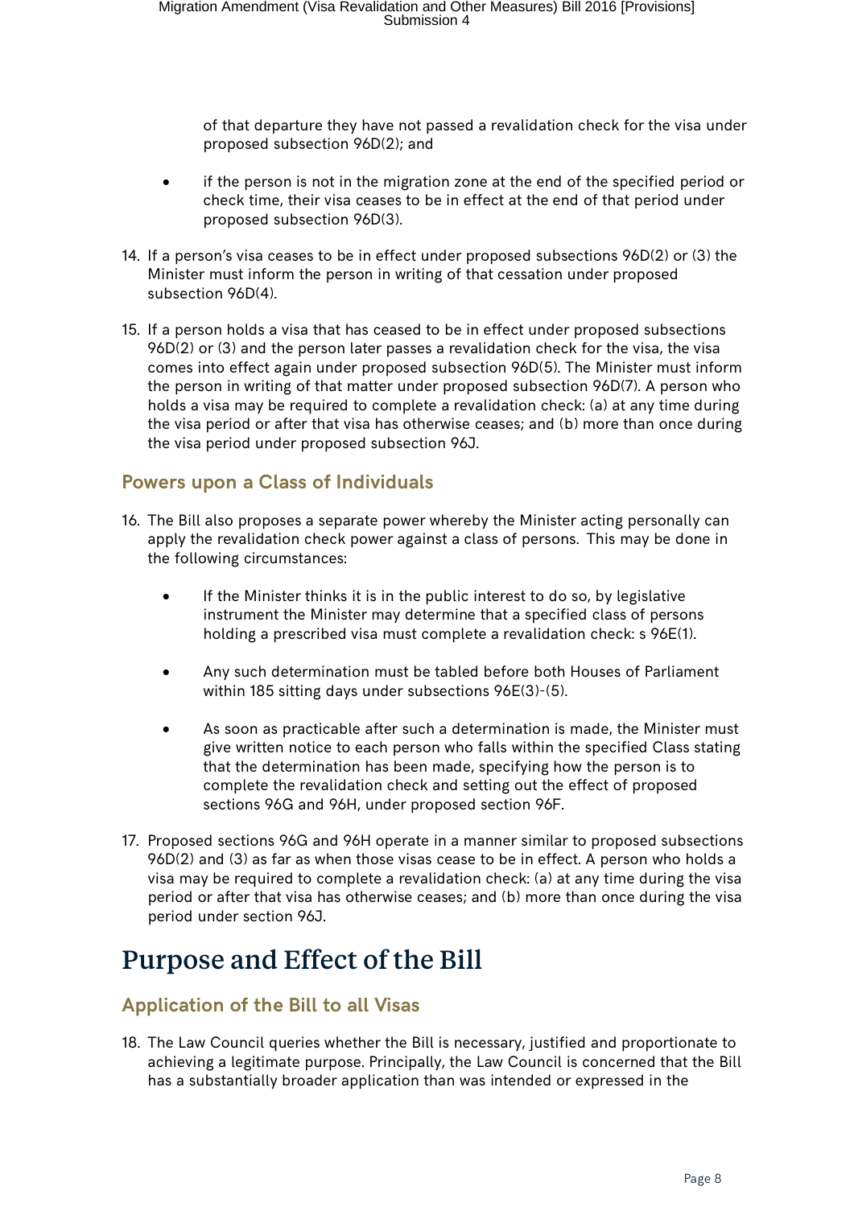of that departure they have not passed a revalidation check for the visa under proposed subsection 96D(2); and

- if the person is not in the migration zone at the end of the specified period or check time, their visa ceases to be in effect at the end of that period under proposed subsection 96D(3).

14. If a person's visa ceases to be in effect under proposed subsections 96D(2) or (3) the Minister must inform the person in writing of that cessation under proposed subsection 96D(4).

15. If a person holds a visa that has ceased to be in effect under proposed subsections 96D(2) or (3) and the person later passes a revalidation check for the visa, the visa comes into effect again under proposed subsection 96D(5). The Minister must inform the person in writing of that matter under proposed subsection 96D(7). A person who holds a visa may be required to complete a revalidation check: (a) at any time during the visa period or after that visa has otherwise ceases; and (b) more than once during the visa period under proposed subsection 96J.

### Powers upon a Class of Individuals

16. The Bill also proposes a separate power whereby the Minister acting personally can apply the revalidation check power against a class of persons. This may be done in the following circumstances:

    - If the Minister thinks it is in the public interest to do so, by legislative instrument the Minister may determine that a specified class of persons holding a prescribed visa must complete a revalidation check: s 96E(1).
    - Any such determination must be tabled before both Houses of Parliament within 185 sitting days under subsections 96E(3)-(5).
    - As soon as practicable after such a determination is made, the Minister must give written notice to each person who falls within the specified Class stating that the determination has been made, specifying how the person is to complete the revalidation check and setting out the effect of proposed sections 96G and 96H, under proposed section 96F.

17. Proposed sections 96G and 96H operate in a manner similar to proposed subsections 96D(2) and (3) as far as when those visas cease to be in effect. A person who holds a visa may be required to complete a revalidation check: (a) at any time during the visa period or after that visa has otherwise ceases; and (b) more than once during the visa period under section 96J.

## Purpose and Effect of the Bill

### Application of the Bill to all Visas

18. The Law Council queries whether the Bill is necessary, justified and proportionate to achieving a legitimate purpose. Principally, the Law Council is concerned that the Bill has a substantially broader application than was intended or expressed in the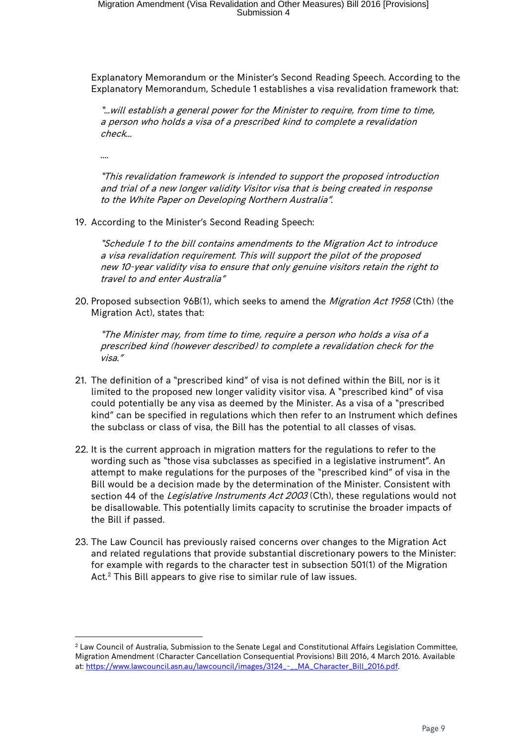Explanatory Memorandum or the Minister's Second Reading Speech. According to the Explanatory Memorandum, Schedule 1 establishes a visa revalidation framework that:

> *"...will establish a general power for the Minister to require, from time to time, a person who holds a visa of a prescribed kind to complete a revalidation check...*
>
> *....*
>
> *"This revalidation framework is intended to support the proposed introduction and trial of a new longer validity Visitor visa that is being created in response to the White Paper on Developing Northern Australia".*

19. According to the Minister's Second Reading Speech:

> *"Schedule 1 to the bill contains amendments to the Migration Act to introduce a visa revalidation requirement. This will support the pilot of the proposed new 10-year validity visa to ensure that only genuine visitors retain the right to travel to and enter Australia"*

20. Proposed subsection 96B(1), which seeks to amend the *Migration Act 1958* (Cth) (the Migration Act), states that:

> *"The Minister may, from time to time, require a person who holds a visa of a prescribed kind (however described) to complete a revalidation check for the visa."*

21. The definition of a "prescribed kind" of visa is not defined within the Bill, nor is it limited to the proposed new longer validity visitor visa. A "prescribed kind" of visa could potentially be any visa as deemed by the Minister. As a visa of a "prescribed kind" can be specified in regulations which then refer to an Instrument which defines the subclass or class of visa, the Bill has the potential to all classes of visas.

22. It is the current approach in migration matters for the regulations to refer to the wording such as "those visa subclasses as specified in a legislative instrument". An attempt to make regulations for the purposes of the "prescribed kind" of visa in the Bill would be a decision made by the determination of the Minister. Consistent with section 44 of the *Legislative Instruments Act 2003* (Cth), these regulations would not be disallowable. This potentially limits capacity to scrutinise the broader impacts of the Bill if passed.

23. The Law Council has previously raised concerns over changes to the Migration Act and related regulations that provide substantial discretionary powers to the Minister: for example with regards to the character test in subsection 501(1) of the Migration Act.[2] This Bill appears to give rise to similar rule of law issues.

---

[2] Law Council of Australia, Submission to the Senate Legal and Constitutional Affairs Legislation Committee, Migration Amendment (Character Cancellation Consequential Provisions) Bill 2016, 4 March 2016. Available at: https://www.lawcouncil.asn.au/lawcouncil/images/3124_-__MA_Character_Bill_2016.pdf.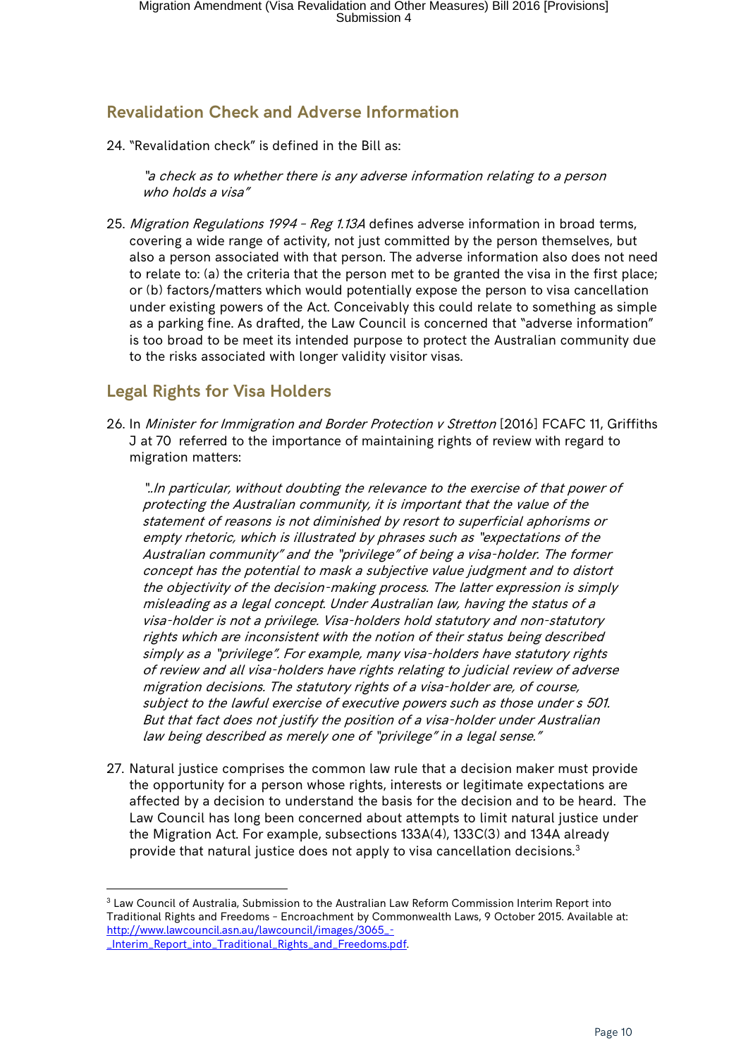## Revalidation Check and Adverse Information

24. "Revalidation check" is defined in the Bill as:

    *"a check as to whether there is any adverse information relating to a person who holds a visa"*

25. *Migration Regulations 1994 – Reg 1.13A* defines adverse information in broad terms, covering a wide range of activity, not just committed by the person themselves, but also a person associated with that person. The adverse information also does not need to relate to: (a) the criteria that the person met to be granted the visa in the first place; or (b) factors/matters which would potentially expose the person to visa cancellation under existing powers of the Act. Conceivably this could relate to something as simple as a parking fine. As drafted, the Law Council is concerned that "adverse information" is too broad to be meet its intended purpose to protect the Australian community due to the risks associated with longer validity visitor visas.

## Legal Rights for Visa Holders

26. In *Minister for Immigration and Border Protection v Stretton* [2016] FCAFC 11, Griffiths J at 70 referred to the importance of maintaining rights of review with regard to migration matters:

    *"..In particular, without doubting the relevance to the exercise of that power of protecting the Australian community, it is important that the value of the statement of reasons is not diminished by resort to superficial aphorisms or empty rhetoric, which is illustrated by phrases such as "expectations of the Australian community" and the "privilege" of being a visa-holder. The former concept has the potential to mask a subjective value judgment and to distort the objectivity of the decision-making process. The latter expression is simply misleading as a legal concept. Under Australian law, having the status of a visa-holder is not a privilege. Visa-holders hold statutory and non-statutory rights which are inconsistent with the notion of their status being described simply as a "privilege". For example, many visa-holders have statutory rights of review and all visa-holders have rights relating to judicial review of adverse migration decisions. The statutory rights of a visa-holder are, of course, subject to the lawful exercise of executive powers such as those under s 501. But that fact does not justify the position of a visa-holder under Australian law being described as merely one of "privilege" in a legal sense."*

27. Natural justice comprises the common law rule that a decision maker must provide the opportunity for a person whose rights, interests or legitimate expectations are affected by a decision to understand the basis for the decision and to be heard. The Law Council has long been concerned about attempts to limit natural justice under the Migration Act. For example, subsections 133A(4), 133C(3) and 134A already provide that natural justice does not apply to visa cancellation decisions.[3]

---

[3] Law Council of Australia, Submission to the Australian Law Reform Commission Interim Report into Traditional Rights and Freedoms – Encroachment by Commonwealth Laws, 9 October 2015. Available at: http://www.lawcouncil.asn.au/lawcouncil/images/3065_-_Interim_Report_into_Traditional_Rights_and_Freedoms.pdf.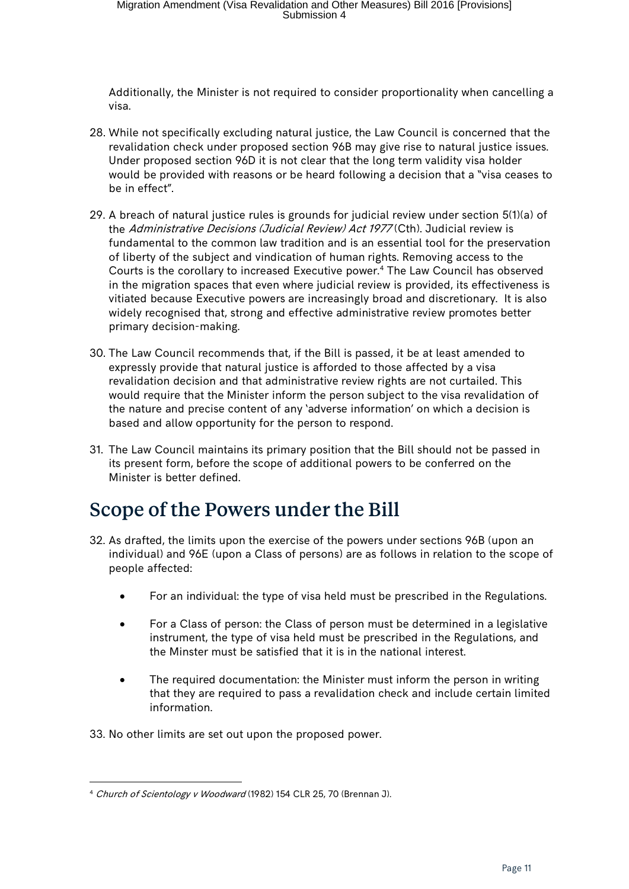Additionally, the Minister is not required to consider proportionality when cancelling a visa.

28. While not specifically excluding natural justice, the Law Council is concerned that the revalidation check under proposed section 96B may give rise to natural justice issues. Under proposed section 96D it is not clear that the long term validity visa holder would be provided with reasons or be heard following a decision that a "visa ceases to be in effect".

29. A breach of natural justice rules is grounds for judicial review under section 5(1)(a) of the *Administrative Decisions (Judicial Review) Act 1977* (Cth). Judicial review is fundamental to the common law tradition and is an essential tool for the preservation of liberty of the subject and vindication of human rights. Removing access to the Courts is the corollary to increased Executive power.[4] The Law Council has observed in the migration spaces that even where judicial review is provided, its effectiveness is vitiated because Executive powers are increasingly broad and discretionary. It is also widely recognised that, strong and effective administrative review promotes better primary decision-making.

30. The Law Council recommends that, if the Bill is passed, it be at least amended to expressly provide that natural justice is afforded to those affected by a visa revalidation decision and that administrative review rights are not curtailed. This would require that the Minister inform the person subject to the visa revalidation of the nature and precise content of any 'adverse information' on which a decision is based and allow opportunity for the person to respond.

31. The Law Council maintains its primary position that the Bill should not be passed in its present form, before the scope of additional powers to be conferred on the Minister is better defined.

# Scope of the Powers under the Bill

32. As drafted, the limits upon the exercise of the powers under sections 96B (upon an individual) and 96E (upon a Class of persons) are as follows in relation to the scope of people affected:

    - For an individual: the type of visa held must be prescribed in the Regulations.
    - For a Class of person: the Class of person must be determined in a legislative instrument, the type of visa held must be prescribed in the Regulations, and the Minster must be satisfied that it is in the national interest.
    - The required documentation: the Minister must inform the person in writing that they are required to pass a revalidation check and include certain limited information.

33. No other limits are set out upon the proposed power.

[4] *Church of Scientology v Woodward* (1982) 154 CLR 25, 70 (Brennan J).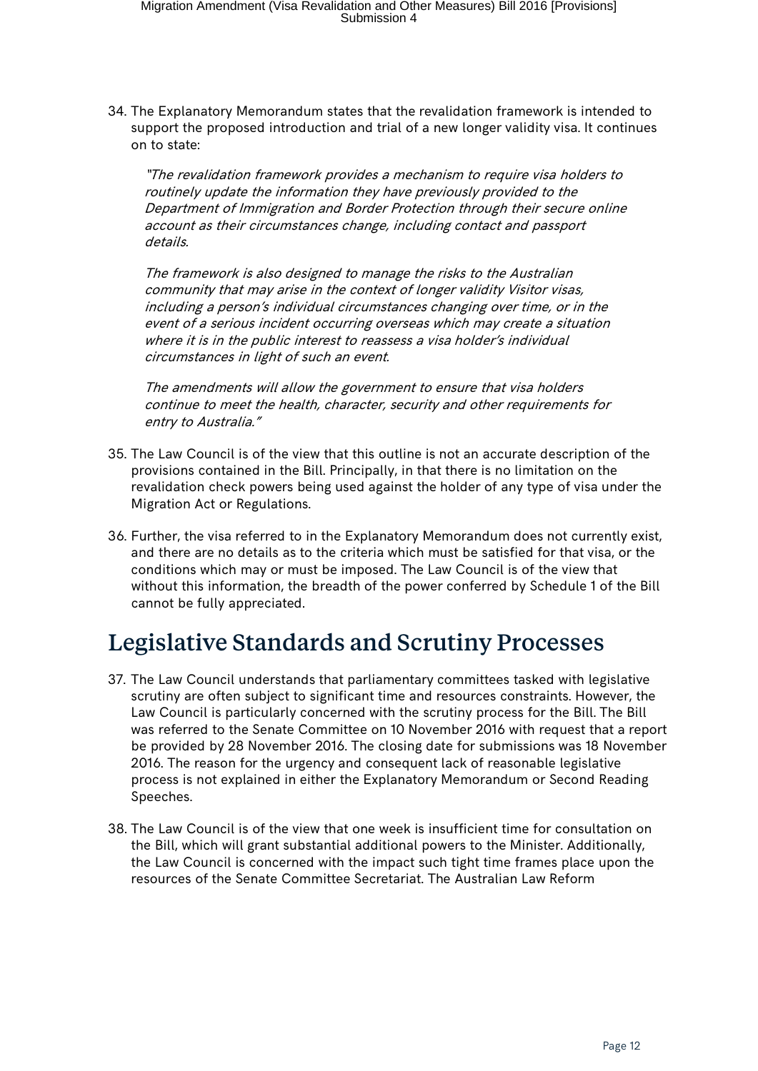34. The Explanatory Memorandum states that the revalidation framework is intended to support the proposed introduction and trial of a new longer validity visa. It continues on to state:

    *"The revalidation framework provides a mechanism to require visa holders to routinely update the information they have previously provided to the Department of Immigration and Border Protection through their secure online account as their circumstances change, including contact and passport details.*

    *The framework is also designed to manage the risks to the Australian community that may arise in the context of longer validity Visitor visas, including a person's individual circumstances changing over time, or in the event of a serious incident occurring overseas which may create a situation where it is in the public interest to reassess a visa holder's individual circumstances in light of such an event.*

    *The amendments will allow the government to ensure that visa holders continue to meet the health, character, security and other requirements for entry to Australia."*

35. The Law Council is of the view that this outline is not an accurate description of the provisions contained in the Bill. Principally, in that there is no limitation on the revalidation check powers being used against the holder of any type of visa under the Migration Act or Regulations.

36. Further, the visa referred to in the Explanatory Memorandum does not currently exist, and there are no details as to the criteria which must be satisfied for that visa, or the conditions which may or must be imposed. The Law Council is of the view that without this information, the breadth of the power conferred by Schedule 1 of the Bill cannot be fully appreciated.

# Legislative Standards and Scrutiny Processes

37. The Law Council understands that parliamentary committees tasked with legislative scrutiny are often subject to significant time and resources constraints. However, the Law Council is particularly concerned with the scrutiny process for the Bill. The Bill was referred to the Senate Committee on 10 November 2016 with request that a report be provided by 28 November 2016. The closing date for submissions was 18 November 2016. The reason for the urgency and consequent lack of reasonable legislative process is not explained in either the Explanatory Memorandum or Second Reading Speeches.

38. The Law Council is of the view that one week is insufficient time for consultation on the Bill, which will grant substantial additional powers to the Minister. Additionally, the Law Council is concerned with the impact such tight time frames place upon the resources of the Senate Committee Secretariat. The Australian Law Reform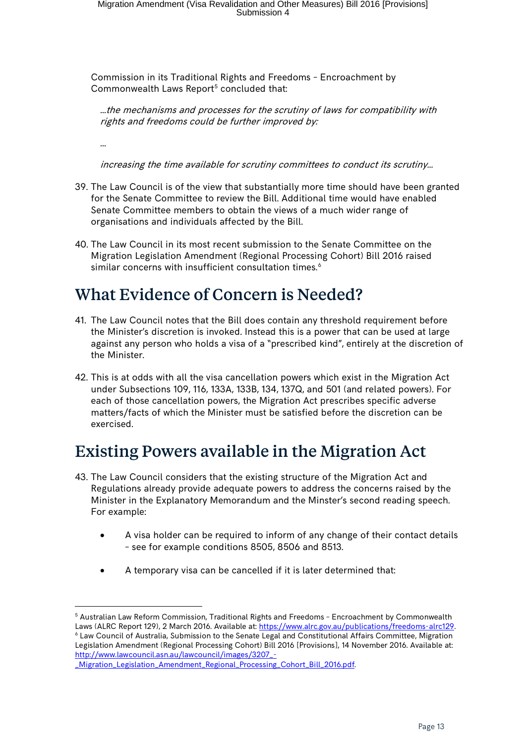Commission in its Traditional Rights and Freedoms – Encroachment by Commonwealth Laws Report[5] concluded that:

> *...the mechanisms and processes for the scrutiny of laws for compatibility with rights and freedoms could be further improved by:*
>
> *...*
>
> *increasing the time available for scrutiny committees to conduct its scrutiny...*

39. The Law Council is of the view that substantially more time should have been granted for the Senate Committee to review the Bill. Additional time would have enabled Senate Committee members to obtain the views of a much wider range of organisations and individuals affected by the Bill.

40. The Law Council in its most recent submission to the Senate Committee on the Migration Legislation Amendment (Regional Processing Cohort) Bill 2016 raised similar concerns with insufficient consultation times.[6]

# What Evidence of Concern is Needed?

41. The Law Council notes that the Bill does contain any threshold requirement before the Minister's discretion is invoked. Instead this is a power that can be used at large against any person who holds a visa of a "prescribed kind", entirely at the discretion of the Minister.

42. This is at odds with all the visa cancellation powers which exist in the Migration Act under Subsections 109, 116, 133A, 133B, 134, 137Q, and 501 (and related powers). For each of those cancellation powers, the Migration Act prescribes specific adverse matters/facts of which the Minister must be satisfied before the discretion can be exercised.

# Existing Powers available in the Migration Act

43. The Law Council considers that the existing structure of the Migration Act and Regulations already provide adequate powers to address the concerns raised by the Minister in the Explanatory Memorandum and the Minster's second reading speech. For example:

    - A visa holder can be required to inform of any change of their contact details – see for example conditions 8505, 8506 and 8513.

    - A temporary visa can be cancelled if it is later determined that:

---

[5] Australian Law Reform Commission, Traditional Rights and Freedoms – Encroachment by Commonwealth Laws (ALRC Report 129), 2 March 2016. Available at: https://www.alrc.gov.au/publications/freedoms-alrc129.

[6] Law Council of Australia, Submission to the Senate Legal and Constitutional Affairs Committee, Migration Legislation Amendment (Regional Processing Cohort) Bill 2016 [Provisions], 14 November 2016. Available at: http://www.lawcouncil.asn.au/lawcouncil/images/3207_-_Migration_Legislation_Amendment_Regional_Processing_Cohort_Bill_2016.pdf.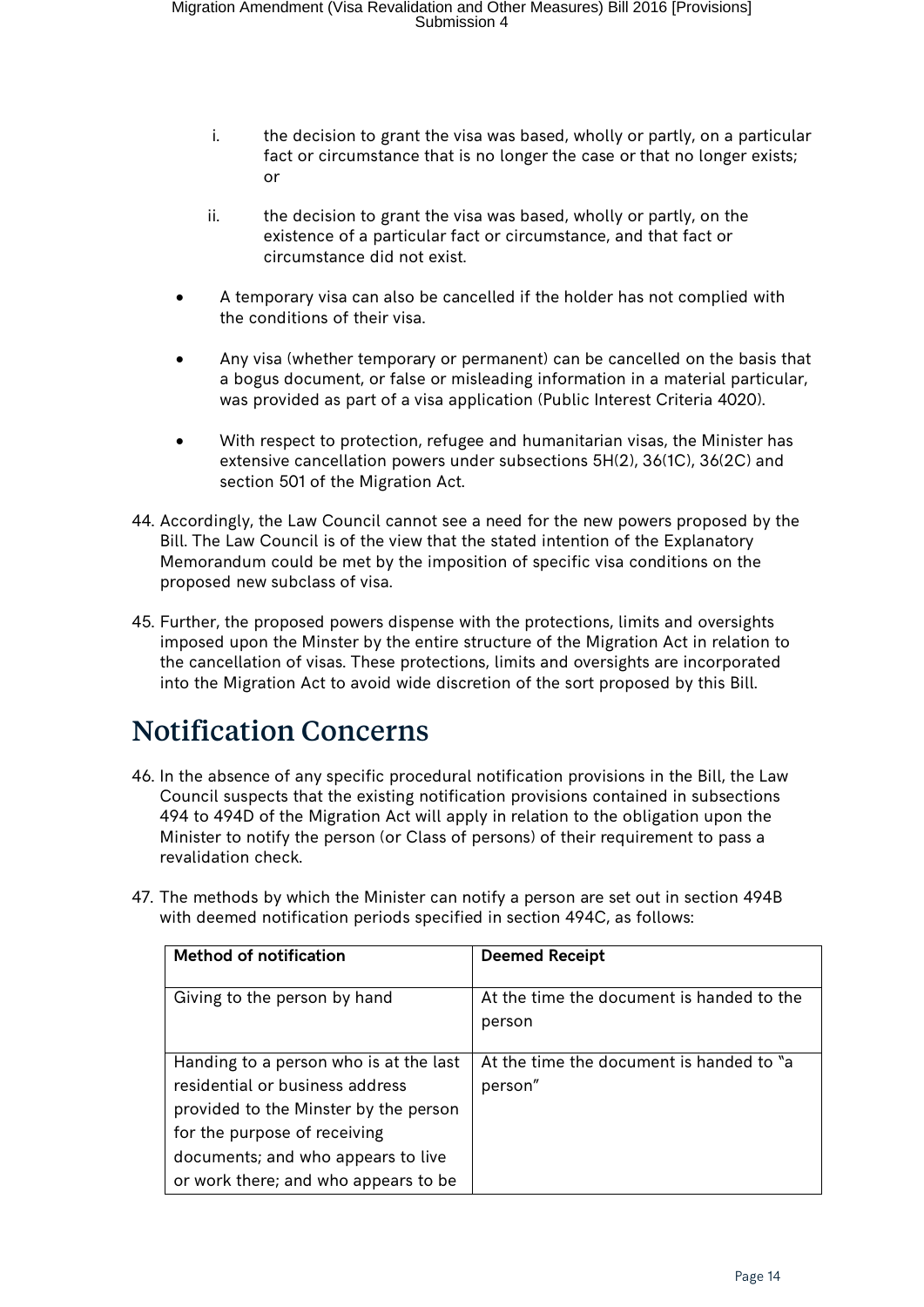i. the decision to grant the visa was based, wholly or partly, on a particular fact or circumstance that is no longer the case or that no longer exists; or

ii. the decision to grant the visa was based, wholly or partly, on the existence of a particular fact or circumstance, and that fact or circumstance did not exist.

- A temporary visa can also be cancelled if the holder has not complied with the conditions of their visa.
- Any visa (whether temporary or permanent) can be cancelled on the basis that a bogus document, or false or misleading information in a material particular, was provided as part of a visa application (Public Interest Criteria 4020).
- With respect to protection, refugee and humanitarian visas, the Minister has extensive cancellation powers under subsections 5H(2), 36(1C), 36(2C) and section 501 of the Migration Act.

44. Accordingly, the Law Council cannot see a need for the new powers proposed by the Bill. The Law Council is of the view that the stated intention of the Explanatory Memorandum could be met by the imposition of specific visa conditions on the proposed new subclass of visa.

45. Further, the proposed powers dispense with the protections, limits and oversights imposed upon the Minster by the entire structure of the Migration Act in relation to the cancellation of visas. These protections, limits and oversights are incorporated into the Migration Act to avoid wide discretion of the sort proposed by this Bill.

# Notification Concerns

46. In the absence of any specific procedural notification provisions in the Bill, the Law Council suspects that the existing notification provisions contained in subsections 494 to 494D of the Migration Act will apply in relation to the obligation upon the Minister to notify the person (or Class of persons) of their requirement to pass a revalidation check.

47. The methods by which the Minister can notify a person are set out in section 494B with deemed notification periods specified in section 494C, as follows:

| Method of notification | Deemed Receipt |
|---|---|
| Giving to the person by hand | At the time the document is handed to the person |
| Handing to a person who is at the last residential or business address provided to the Minster by the person for the purpose of receiving documents; and who appears to live or work there; and who appears to be | At the time the document is handed to "a person" |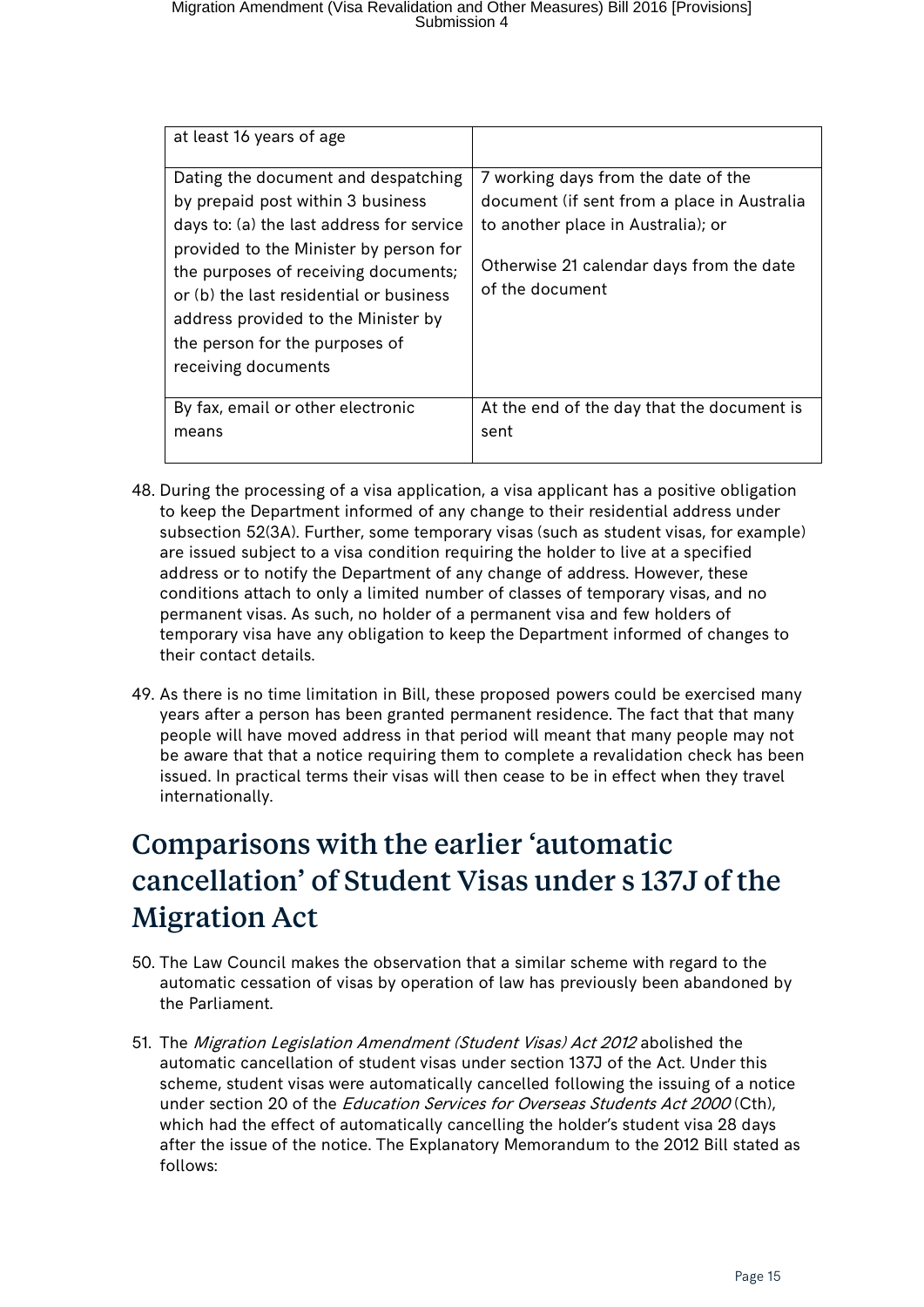| | |
|---|---|
| at least 16 years of age | |
| Dating the document and despatching by prepaid post within 3 business days to: (a) the last address for service provided to the Minister by person for the purposes of receiving documents; or (b) the last residential or business address provided to the Minister by the person for the purposes of receiving documents | 7 working days from the date of the document (if sent from a place in Australia to another place in Australia); or<br><br>Otherwise 21 calendar days from the date of the document |
| By fax, email or other electronic means | At the end of the day that the document is sent |

48. During the processing of a visa application, a visa applicant has a positive obligation to keep the Department informed of any change to their residential address under subsection 52(3A). Further, some temporary visas (such as student visas, for example) are issued subject to a visa condition requiring the holder to live at a specified address or to notify the Department of any change of address. However, these conditions attach to only a limited number of classes of temporary visas, and no permanent visas. As such, no holder of a permanent visa and few holders of temporary visa have any obligation to keep the Department informed of changes to their contact details.

49. As there is no time limitation in Bill, these proposed powers could be exercised many years after a person has been granted permanent residence. The fact that that many people will have moved address in that period will meant that many people may not be aware that that a notice requiring them to complete a revalidation check has been issued. In practical terms their visas will then cease to be in effect when they travel internationally.

# Comparisons with the earlier 'automatic cancellation' of Student Visas under s 137J of the Migration Act

50. The Law Council makes the observation that a similar scheme with regard to the automatic cessation of visas by operation of law has previously been abandoned by the Parliament.

51. The *Migration Legislation Amendment (Student Visas) Act 2012* abolished the automatic cancellation of student visas under section 137J of the Act. Under this scheme, student visas were automatically cancelled following the issuing of a notice under section 20 of the *Education Services for Overseas Students Act 2000* (Cth), which had the effect of automatically cancelling the holder's student visa 28 days after the issue of the notice. The Explanatory Memorandum to the 2012 Bill stated as follows: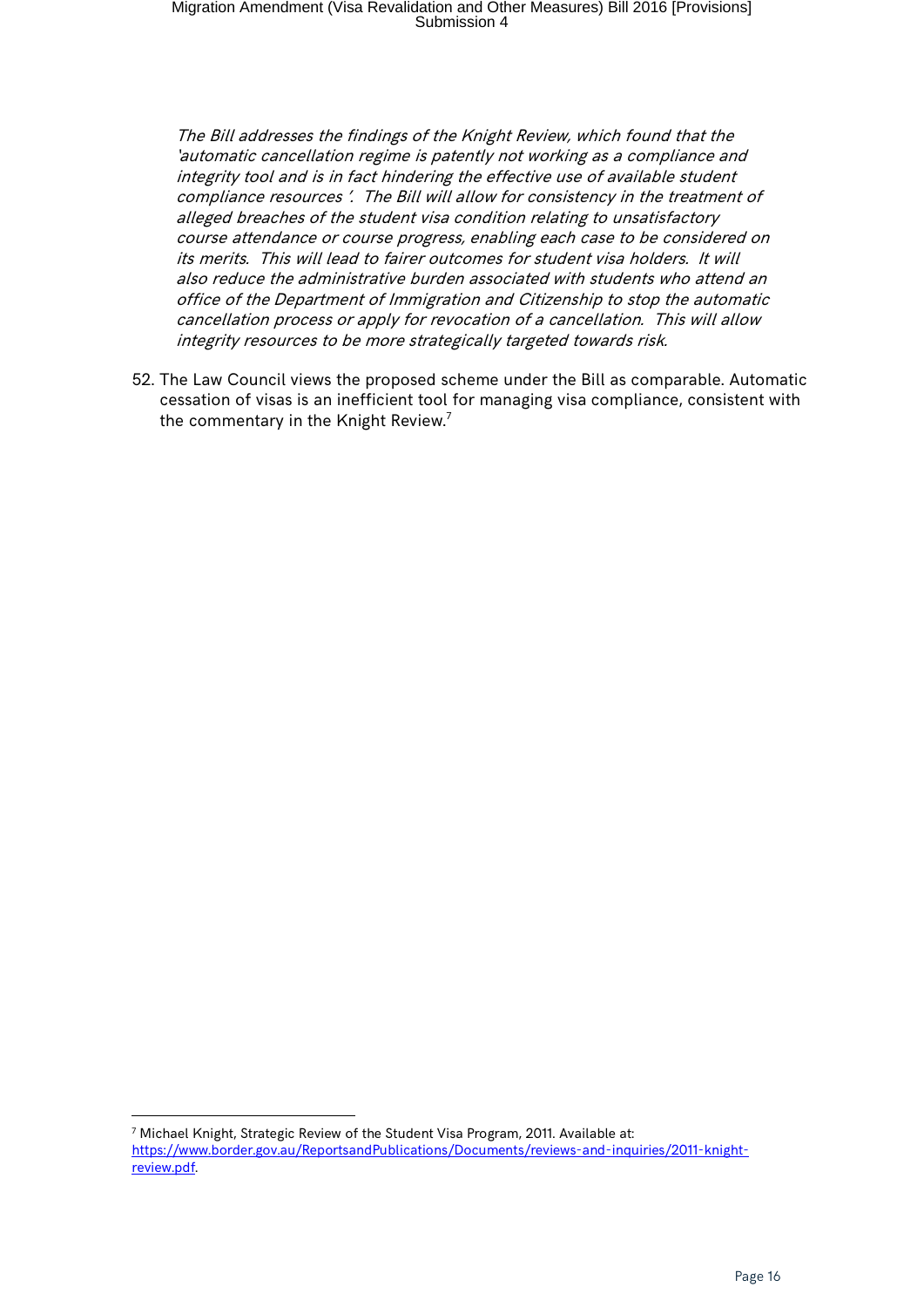> *The Bill addresses the findings of the Knight Review, which found that the 'automatic cancellation regime is patently not working as a compliance and integrity tool and is in fact hindering the effective use of available student compliance resources '. The Bill will allow for consistency in the treatment of alleged breaches of the student visa condition relating to unsatisfactory course attendance or course progress, enabling each case to be considered on its merits. This will lead to fairer outcomes for student visa holders. It will also reduce the administrative burden associated with students who attend an office of the Department of Immigration and Citizenship to stop the automatic cancellation process or apply for revocation of a cancellation. This will allow integrity resources to be more strategically targeted towards risk.*

52. The Law Council views the proposed scheme under the Bill as comparable. Automatic cessation of visas is an inefficient tool for managing visa compliance, consistent with the commentary in the Knight Review.[7]

---

[7] Michael Knight, Strategic Review of the Student Visa Program, 2011. Available at: https://www.border.gov.au/ReportsandPublications/Documents/reviews-and-inquiries/2011-knight-review.pdf.